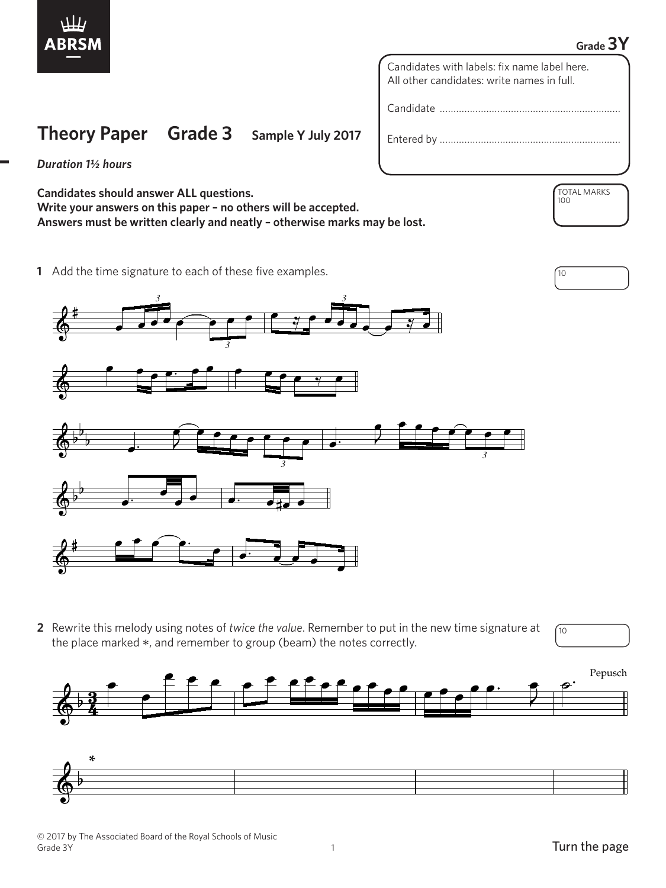Grade 3Y

Candidates with labels: fix name label here.
All other candidates: write names in full.

Candidate ..................................................................

Entered by ..................................................................

# Theory Paper Grade 3 Sample Y July 2017

*Duration 1½ hours*

**Candidates should answer ALL questions.**
**Write your answers on this paper – no others will be accepted.**
**Answers must be written clearly and neatly – otherwise marks may be lost.**

TOTAL MARKS 100

**1** Add the time signature to each of these five examples.

10

**2** Rewrite this melody using notes of *twice the value*. Remember to put in the new time signature at the place marked ∗, and remember to group (beam) the notes correctly.

10

Pepusch

∗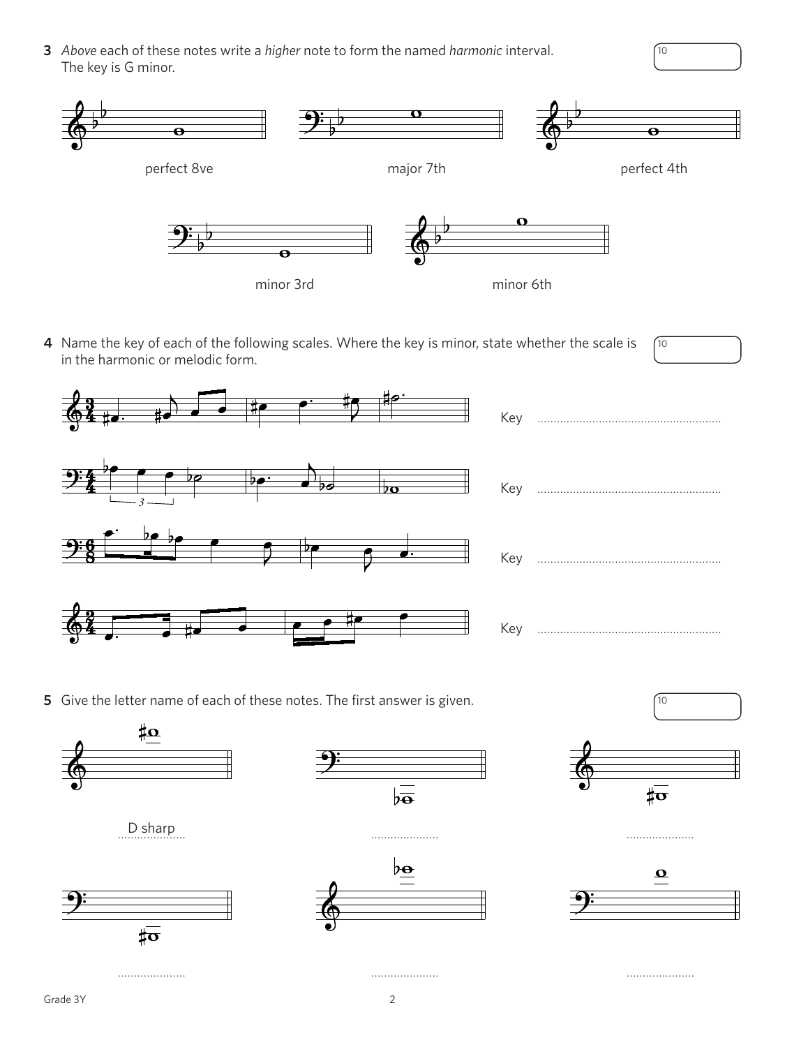**3** *Above* each of these notes write a *higher* note to form the named *harmonic* interval. The key is G minor.

10

perfect 8ve

major 7th

perfect 4th

minor 3rd

minor 6th

**4** Name the key of each of the following scales. Where the key is minor, state whether the scale is in the harmonic or melodic form.

10

Key ........................................................

Key ........................................................

Key ........................................................

Key ........................................................

**5** Give the letter name of each of these notes. The first answer is given.

10

D sharp

.....................

.....................

.....................

.....................

.....................

Grade 3Y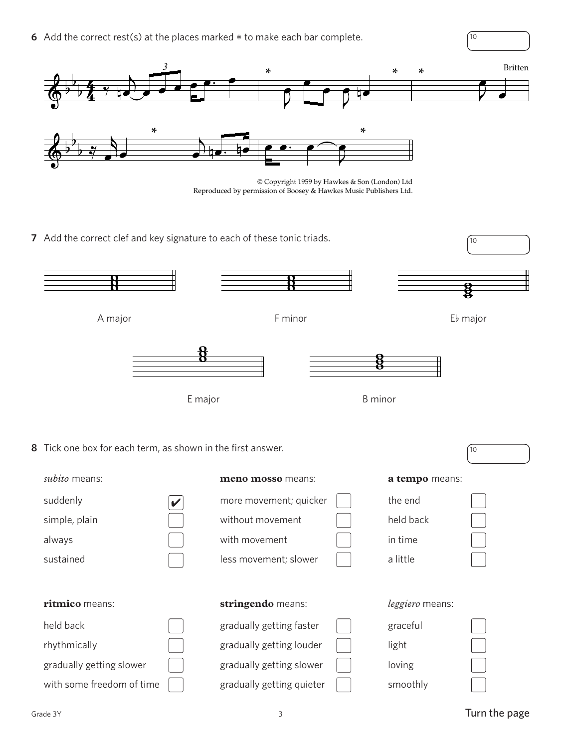**6** Add the correct rest(s) at the places marked ∗ to make each bar complete.

10

Britten

© Copyright 1959 by Hawkes & Son (London) Ltd
Reproduced by permission of Boosey & Hawkes Music Publishers Ltd.

**7** Add the correct clef and key signature to each of these tonic triads.

10

A major

F minor

E♭ major

E major

B minor

**8** Tick one box for each term, as shown in the first answer.

10

*subito* means:

- suddenly ✔
- simple, plain ☐
- always ☐
- sustained ☐

**meno mosso** means:

- more movement; quicker ☐
- without movement ☐
- with movement ☐
- less movement; slower ☐

**a tempo** means:

- the end ☐
- held back ☐
- in time ☐
- a little ☐

**ritmico** means:

- held back ☐
- rhythmically ☐
- gradually getting slower ☐
- with some freedom of time ☐

**stringendo** means:

- gradually getting faster ☐
- gradually getting louder ☐
- gradually getting slower ☐
- gradually getting quieter ☐

*leggiero* means:

- graceful ☐
- light ☐
- loving ☐
- smoothly ☐

Turn the page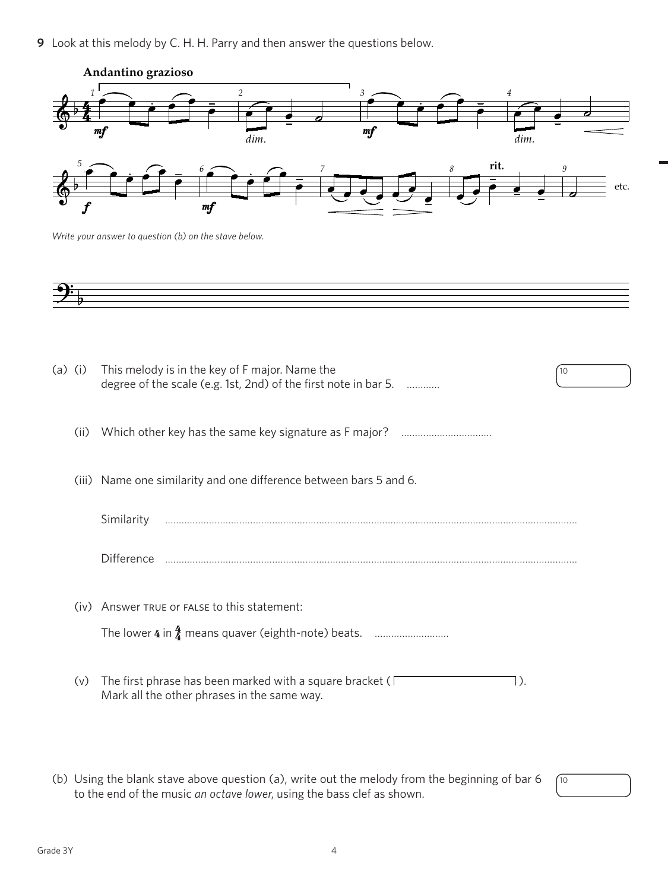**9** Look at this melody by C. H. H. Parry and then answer the questions below.

**Andantino grazioso**

*Write your answer to question (b) on the stave below.*

(a) (i) This melody is in the key of F major. Name the degree of the scale (e.g. 1st, 2nd) of the first note in bar 5. …………

10

(ii) Which other key has the same key signature as F major? ……………………………

(iii) Name one similarity and one difference between bars 5 and 6.

Similarity ……………………………………………………………………………………………………………

Difference ……………………………………………………………………………………………………………

(iv) Answer TRUE or FALSE to this statement:

The lower **4** in $\frac{4}{4}$ means quaver (eighth-note) beats. ………………………

(v) The first phrase has been marked with a square bracket ( ).
Mark all the other phrases in the same way.

(b) Using the blank stave above question (a), write out the melody from the beginning of bar 6 to the end of the music *an octave lower*, using the bass clef as shown.

10